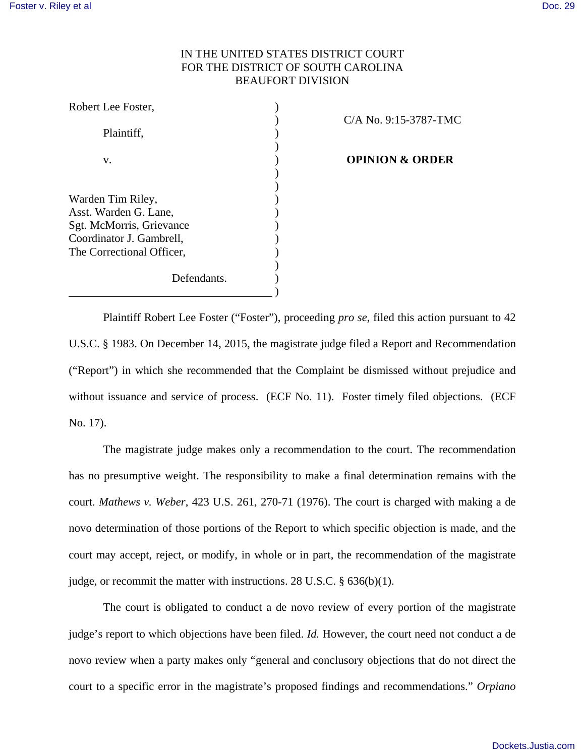IN THE UNITED STATES DISTRICT COURT
FOR THE DISTRICT OF SOUTH CAROLINA
BEAUFORT DIVISION

| | | |
|---|---|---|
| Robert Lee Foster,<br><br>Plaintiff,<br><br>v.<br><br>Warden Tim Riley,<br>Asst. Warden G. Lane,<br>Sgt. McMorris, Grievance<br>Coordinator J. Gambrell,<br>The Correctional Officer,<br><br>Defendants. | ) | C/A No. 9:15-3787-TMC<br><br>**OPINION & ORDER** |

Plaintiff Robert Lee Foster ("Foster"), proceeding *pro se*, filed this action pursuant to 42 U.S.C. § 1983. On December 14, 2015, the magistrate judge filed a Report and Recommendation ("Report") in which she recommended that the Complaint be dismissed without prejudice and without issuance and service of process. (ECF No. 11). Foster timely filed objections. (ECF No. 17).

The magistrate judge makes only a recommendation to the court. The recommendation has no presumptive weight. The responsibility to make a final determination remains with the court. *Mathews v. Weber*, 423 U.S. 261, 270-71 (1976). The court is charged with making a de novo determination of those portions of the Report to which specific objection is made, and the court may accept, reject, or modify, in whole or in part, the recommendation of the magistrate judge, or recommit the matter with instructions. 28 U.S.C. § 636(b)(1).

The court is obligated to conduct a de novo review of every portion of the magistrate judge's report to which objections have been filed. *Id.* However, the court need not conduct a de novo review when a party makes only "general and conclusory objections that do not direct the court to a specific error in the magistrate's proposed findings and recommendations." *Orpiano*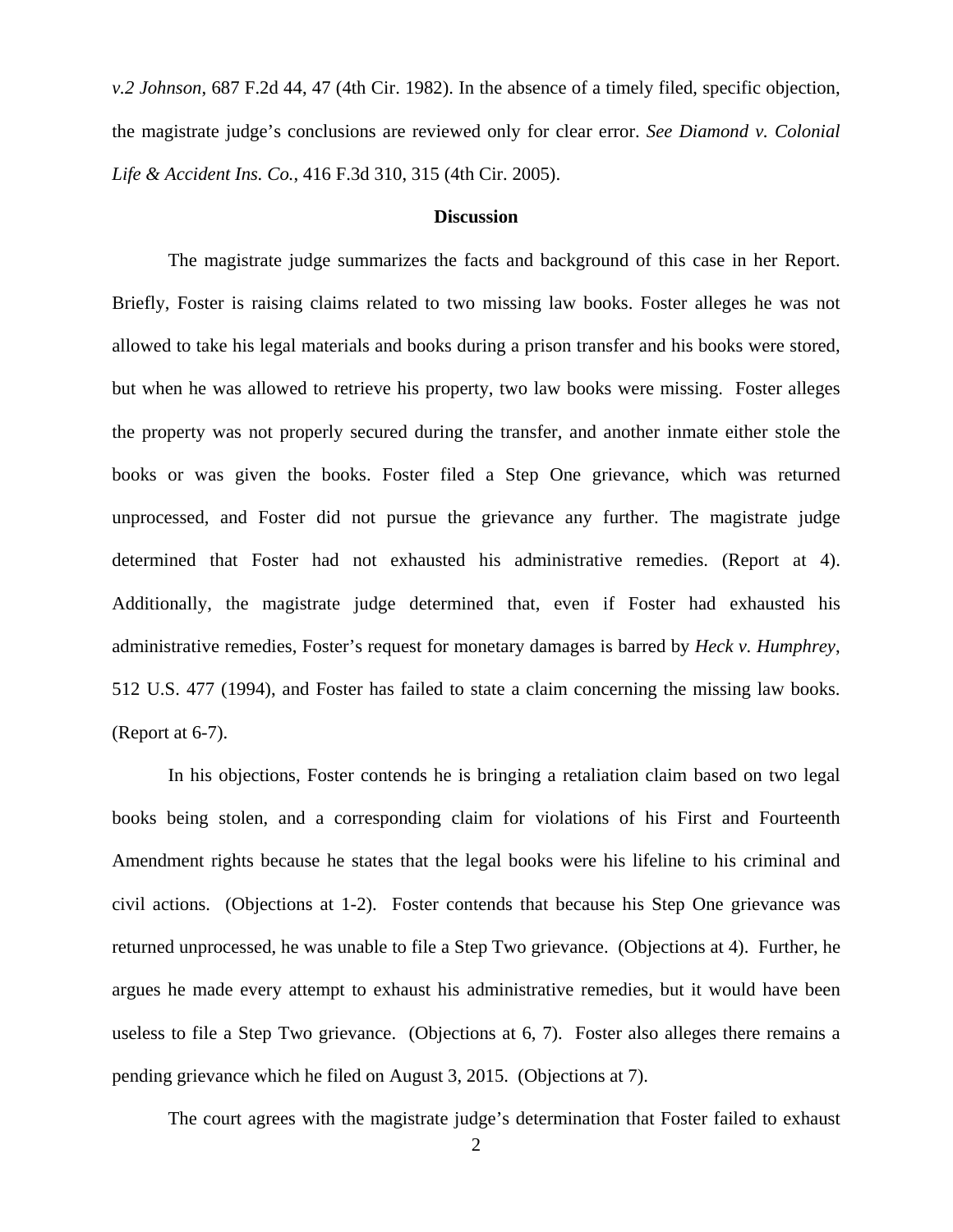*v.2 Johnson*, 687 F.2d 44, 47 (4th Cir. 1982). In the absence of a timely filed, specific objection, the magistrate judge's conclusions are reviewed only for clear error. *See Diamond v. Colonial Life & Accident Ins. Co.*, 416 F.3d 310, 315 (4th Cir. 2005).

**Discussion**

The magistrate judge summarizes the facts and background of this case in her Report. Briefly, Foster is raising claims related to two missing law books. Foster alleges he was not allowed to take his legal materials and books during a prison transfer and his books were stored, but when he was allowed to retrieve his property, two law books were missing. Foster alleges the property was not properly secured during the transfer, and another inmate either stole the books or was given the books. Foster filed a Step One grievance, which was returned unprocessed, and Foster did not pursue the grievance any further. The magistrate judge determined that Foster had not exhausted his administrative remedies. (Report at 4). Additionally, the magistrate judge determined that, even if Foster had exhausted his administrative remedies, Foster's request for monetary damages is barred by *Heck v. Humphrey*, 512 U.S. 477 (1994), and Foster has failed to state a claim concerning the missing law books. (Report at 6-7).

In his objections, Foster contends he is bringing a retaliation claim based on two legal books being stolen, and a corresponding claim for violations of his First and Fourteenth Amendment rights because he states that the legal books were his lifeline to his criminal and civil actions. (Objections at 1-2). Foster contends that because his Step One grievance was returned unprocessed, he was unable to file a Step Two grievance. (Objections at 4). Further, he argues he made every attempt to exhaust his administrative remedies, but it would have been useless to file a Step Two grievance. (Objections at 6, 7). Foster also alleges there remains a pending grievance which he filed on August 3, 2015. (Objections at 7).

The court agrees with the magistrate judge's determination that Foster failed to exhaust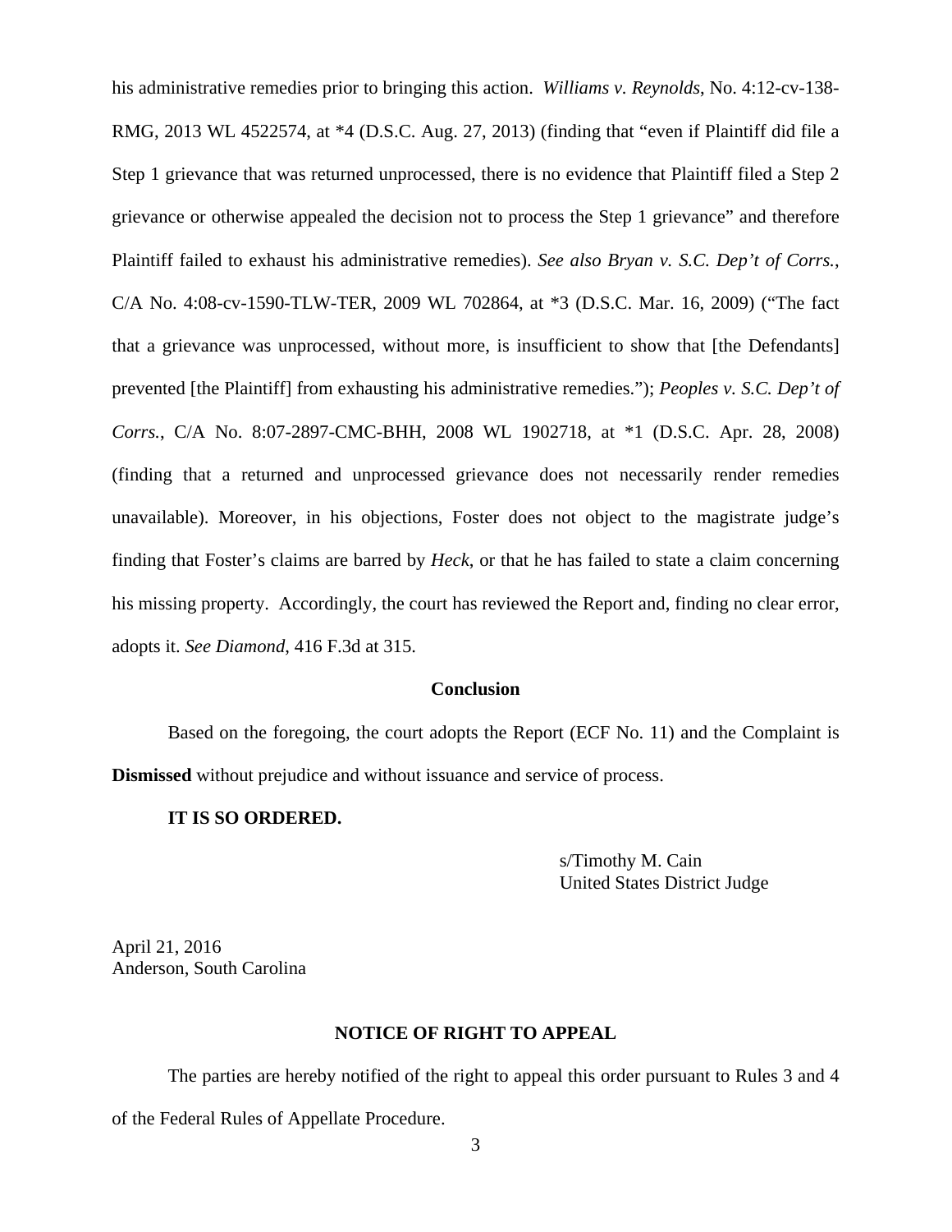his administrative remedies prior to bringing this action. *Williams v. Reynolds*, No. 4:12-cv-138-RMG, 2013 WL 4522574, at *4 (D.S.C. Aug. 27, 2013) (finding that "even if Plaintiff did file a Step 1 grievance that was returned unprocessed, there is no evidence that Plaintiff filed a Step 2 grievance or otherwise appealed the decision not to process the Step 1 grievance" and therefore Plaintiff failed to exhaust his administrative remedies). *See also Bryan v. S.C. Dep't of Corrs.*, C/A No. 4:08-cv-1590-TLW-TER, 2009 WL 702864, at *3 (D.S.C. Mar. 16, 2009) ("The fact that a grievance was unprocessed, without more, is insufficient to show that [the Defendants] prevented [the Plaintiff] from exhausting his administrative remedies."); *Peoples v. S.C. Dep't of Corrs.*, C/A No. 8:07-2897-CMC-BHH, 2008 WL 1902718, at *1 (D.S.C. Apr. 28, 2008) (finding that a returned and unprocessed grievance does not necessarily render remedies unavailable). Moreover, in his objections, Foster does not object to the magistrate judge's finding that Foster's claims are barred by *Heck*, or that he has failed to state a claim concerning his missing property. Accordingly, the court has reviewed the Report and, finding no clear error, adopts it. *See Diamond*, 416 F.3d at 315.

## Conclusion

Based on the foregoing, the court adopts the Report (ECF No. 11) and the Complaint is **Dismissed** without prejudice and without issuance and service of process.

**IT IS SO ORDERED.**

s/Timothy M. Cain
United States District Judge

April 21, 2016
Anderson, South Carolina

## NOTICE OF RIGHT TO APPEAL

The parties are hereby notified of the right to appeal this order pursuant to Rules 3 and 4 of the Federal Rules of Appellate Procedure.